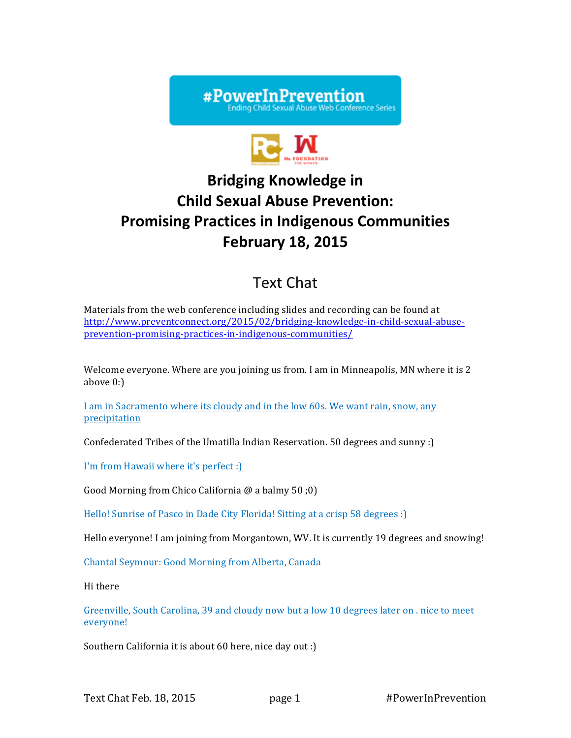#PowerInPrevention
Ending Child Sexual Abuse Web Conference Series

# Bridging Knowledge in Child Sexual Abuse Prevention: Promising Practices in Indigenous Communities

## February 18, 2015

## Text Chat

Materials from the web conference including slides and recording can be found at http://www.preventconnect.org/2015/02/bridging-knowledge-in-child-sexual-abuse-prevention-promising-practices-in-indigenous-communities/

Welcome everyone. Where are you joining us from. I am in Minneapolis, MN where it is 2 above 0:)

I am in Sacramento where its cloudy and in the low 60s. We want rain, snow, any precipitation

Confederated Tribes of the Umatilla Indian Reservation. 50 degrees and sunny :)

I'm from Hawaii where it's perfect :)

Good Morning from Chico California @ a balmy 50 ;0)

Hello! Sunrise of Pasco in Dade City Florida! Sitting at a crisp 58 degrees :)

Hello everyone! I am joining from Morgantown, WV. It is currently 19 degrees and snowing!

Chantal Seymour: Good Morning from Alberta, Canada

Hi there

Greenville, South Carolina, 39 and cloudy now but a low 10 degrees later on . nice to meet everyone!

Southern California it is about 60 here, nice day out :)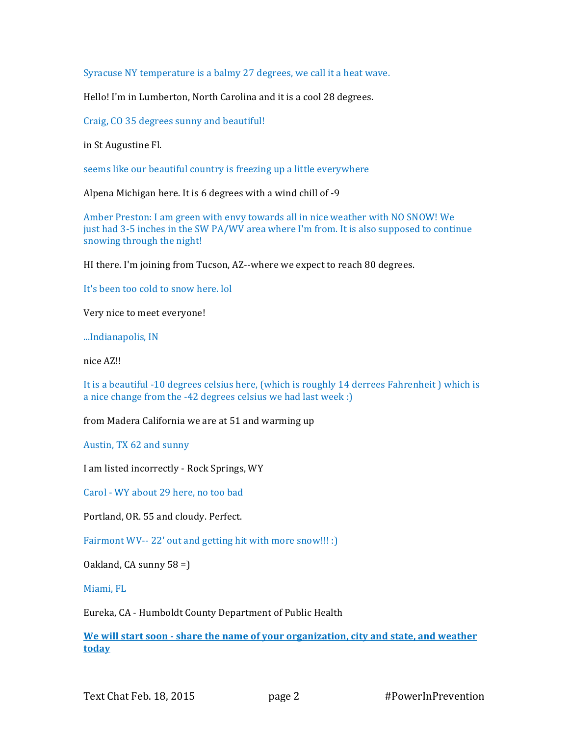Syracuse NY temperature is a balmy 27 degrees, we call it a heat wave.

Hello! I'm in Lumberton, North Carolina and it is a cool 28 degrees.

Craig, CO 35 degrees sunny and beautiful!

in St Augustine Fl.

seems like our beautiful country is freezing up a little everywhere

Alpena Michigan here. It is 6 degrees with a wind chill of -9

Amber Preston: I am green with envy towards all in nice weather with NO SNOW! We just had 3-5 inches in the SW PA/WV area where I'm from. It is also supposed to continue snowing through the night!

HI there. I'm joining from Tucson, AZ--where we expect to reach 80 degrees.

It's been too cold to snow here. lol

Very nice to meet everyone!

...Indianapolis, IN

nice AZ!!

It is a beautiful -10 degrees celsius here, (which is roughly 14 derrees Fahrenheit ) which is a nice change from the -42 degrees celsius we had last week :)

from Madera California we are at 51 and warming up

Austin, TX 62 and sunny

I am listed incorrectly - Rock Springs, WY

Carol - WY about 29 here, no too bad

Portland, OR. 55 and cloudy. Perfect.

Fairmont WV-- 22' out and getting hit with more snow!!! :)

Oakland, CA sunny 58 =)

Miami, FL

Eureka, CA - Humboldt County Department of Public Health

**We will start soon - share the name of your organization, city and state, and weather today**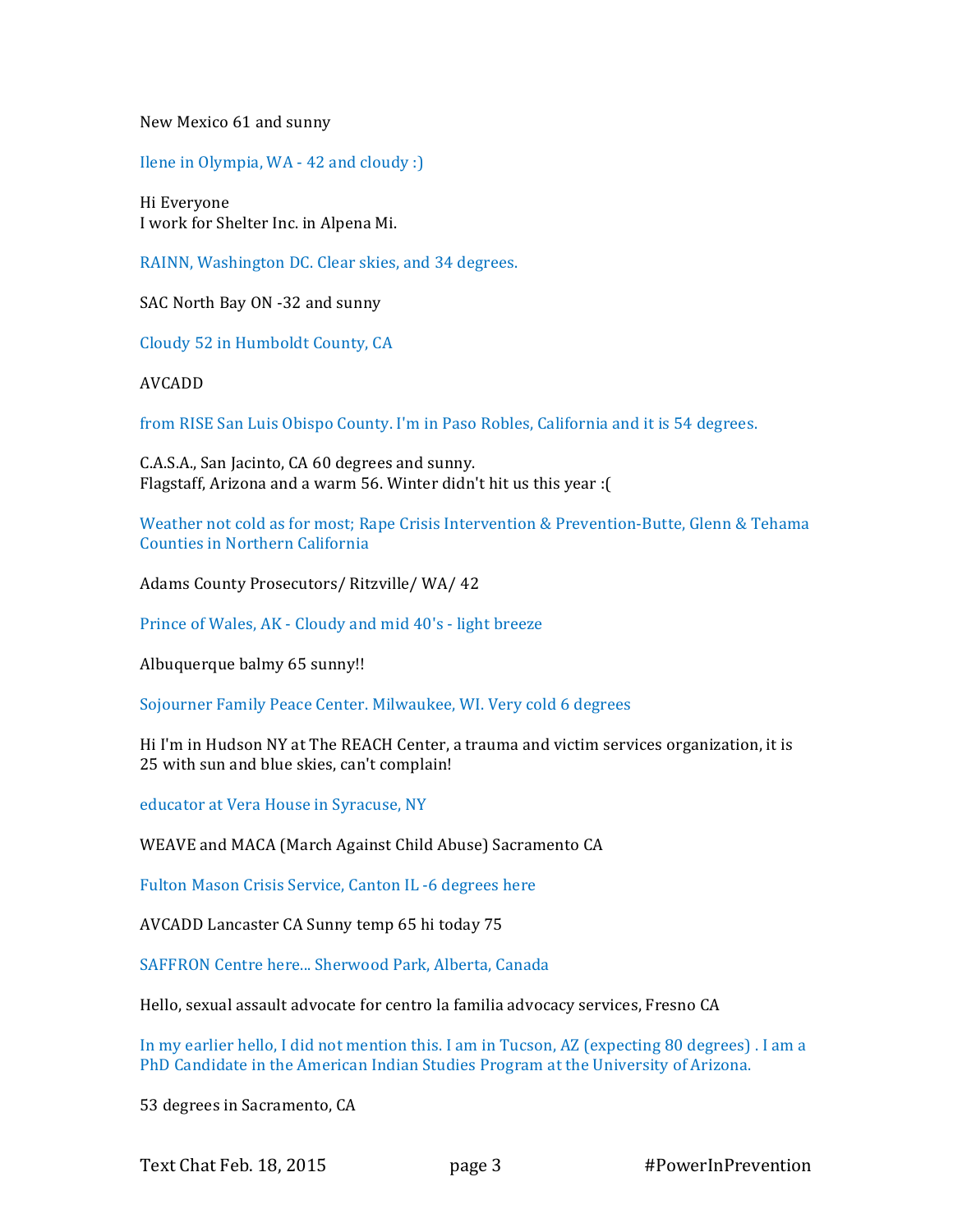New Mexico 61 and sunny

Ilene in Olympia, WA - 42 and cloudy :)

Hi Everyone
I work for Shelter Inc. in Alpena Mi.

RAINN, Washington DC. Clear skies, and 34 degrees.

SAC North Bay ON -32 and sunny

Cloudy 52 in Humboldt County, CA

AVCADD

from RISE San Luis Obispo County. I'm in Paso Robles, California and it is 54 degrees.

C.A.S.A., San Jacinto, CA 60 degrees and sunny.
Flagstaff, Arizona and a warm 56. Winter didn't hit us this year :(

Weather not cold as for most; Rape Crisis Intervention & Prevention-Butte, Glenn & Tehama Counties in Northern California

Adams County Prosecutors/ Ritzville/ WA/ 42

Prince of Wales, AK - Cloudy and mid 40's - light breeze

Albuquerque balmy 65 sunny!!

Sojourner Family Peace Center. Milwaukee, WI. Very cold 6 degrees

Hi I'm in Hudson NY at The REACH Center, a trauma and victim services organization, it is 25 with sun and blue skies, can't complain!

educator at Vera House in Syracuse, NY

WEAVE and MACA (March Against Child Abuse) Sacramento CA

Fulton Mason Crisis Service, Canton IL -6 degrees here

AVCADD Lancaster CA Sunny temp 65 hi today 75

SAFFRON Centre here... Sherwood Park, Alberta, Canada

Hello, sexual assault advocate for centro la familia advocacy services, Fresno CA

In my earlier hello, I did not mention this. I am in Tucson, AZ (expecting 80 degrees) . I am a PhD Candidate in the American Indian Studies Program at the University of Arizona.

53 degrees in Sacramento, CA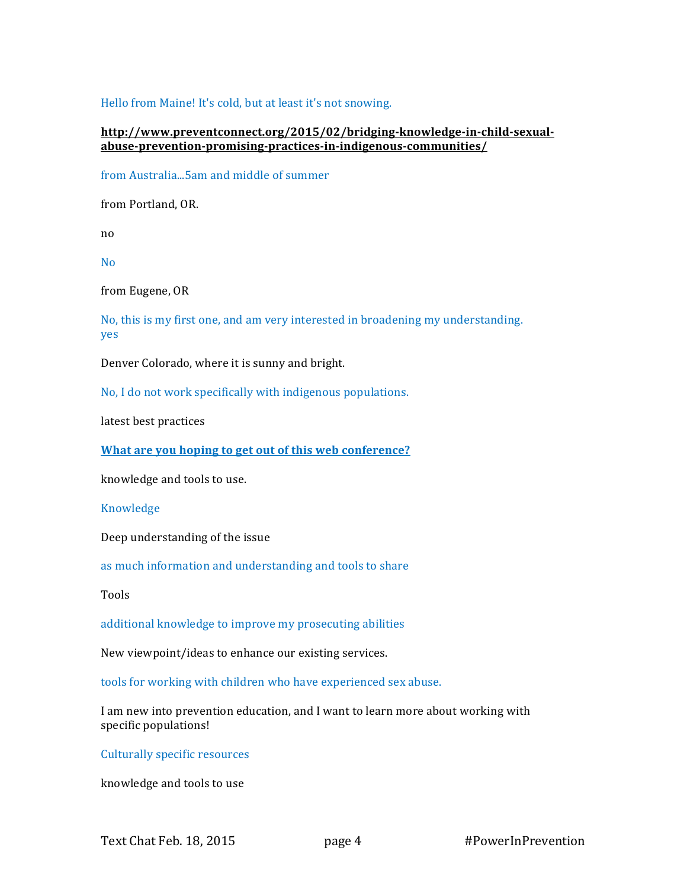Hello from Maine! It's cold, but at least it's not snowing.

**http://www.preventconnect.org/2015/02/bridging-knowledge-in-child-sexual-abuse-prevention-promising-practices-in-indigenous-communities/**

from Australia...5am and middle of summer

from Portland, OR.

no

No

from Eugene, OR

No, this is my first one, and am very interested in broadening my understanding.
yes

Denver Colorado, where it is sunny and bright.

No, I do not work specifically with indigenous populations.

latest best practices

**What are you hoping to get out of this web conference?**

knowledge and tools to use.

Knowledge

Deep understanding of the issue

as much information and understanding and tools to share

Tools

additional knowledge to improve my prosecuting abilities

New viewpoint/ideas to enhance our existing services.

tools for working with children who have experienced sex abuse.

I am new into prevention education, and I want to learn more about working with specific populations!

Culturally specific resources

knowledge and tools to use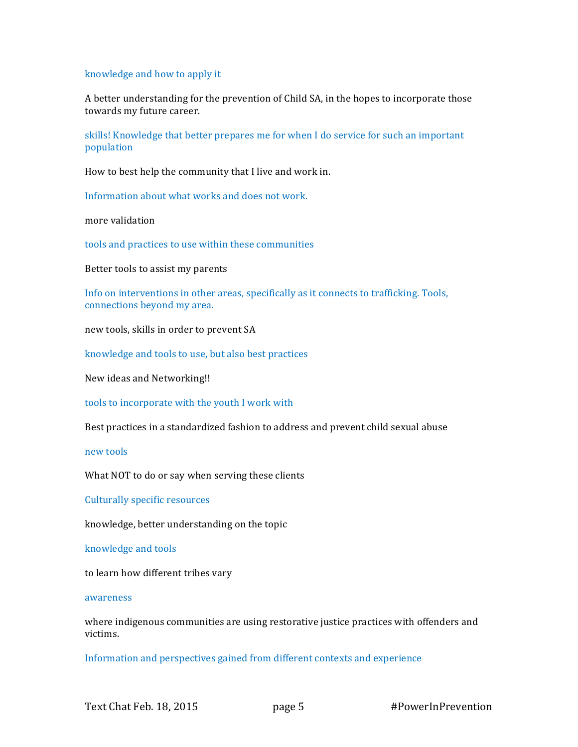knowledge and how to apply it

A better understanding for the prevention of Child SA, in the hopes to incorporate those towards my future career.

skills! Knowledge that better prepares me for when I do service for such an important population

How to best help the community that I live and work in.

Information about what works and does not work.

more validation

tools and practices to use within these communities

Better tools to assist my parents

Info on interventions in other areas, specifically as it connects to trafficking. Tools, connections beyond my area.

new tools, skills in order to prevent SA

knowledge and tools to use, but also best practices

New ideas and Networking!!

tools to incorporate with the youth I work with

Best practices in a standardized fashion to address and prevent child sexual abuse

new tools

What NOT to do or say when serving these clients

Culturally specific resources

knowledge, better understanding on the topic

knowledge and tools

to learn how different tribes vary

awareness

where indigenous communities are using restorative justice practices with offenders and victims.

Information and perspectives gained from different contexts and experience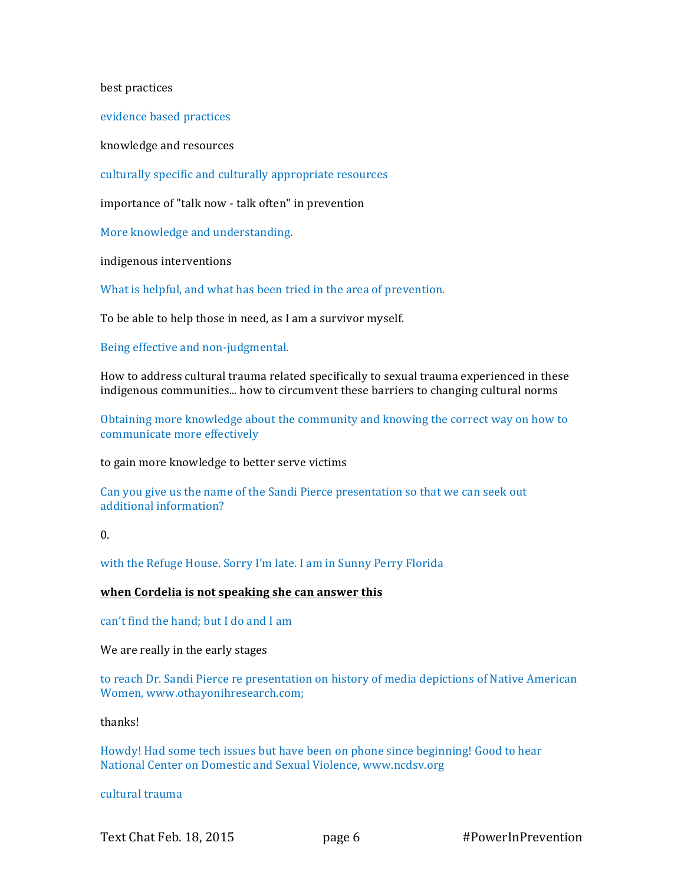best practices

evidence based practices

knowledge and resources

culturally specific and culturally appropriate resources

importance of "talk now - talk often" in prevention

More knowledge and understanding.

indigenous interventions

What is helpful, and what has been tried in the area of prevention.

To be able to help those in need, as I am a survivor myself.

Being effective and non-judgmental.

How to address cultural trauma related specifically to sexual trauma experienced in these indigenous communities... how to circumvent these barriers to changing cultural norms

Obtaining more knowledge about the community and knowing the correct way on how to communicate more effectively

to gain more knowledge to better serve victims

Can you give us the name of the Sandi Pierce presentation so that we can seek out additional information?

0.

with the Refuge House. Sorry I'm late. I am in Sunny Perry Florida

**<u>when Cordelia is not speaking she can answer this</u>**

can't find the hand; but I do and I am

We are really in the early stages

to reach Dr. Sandi Pierce re presentation on history of media depictions of Native American Women, www.othayonihresearch.com;

thanks!

Howdy! Had some tech issues but have been on phone since beginning! Good to hear National Center on Domestic and Sexual Violence, www.ncdsv.org

cultural trauma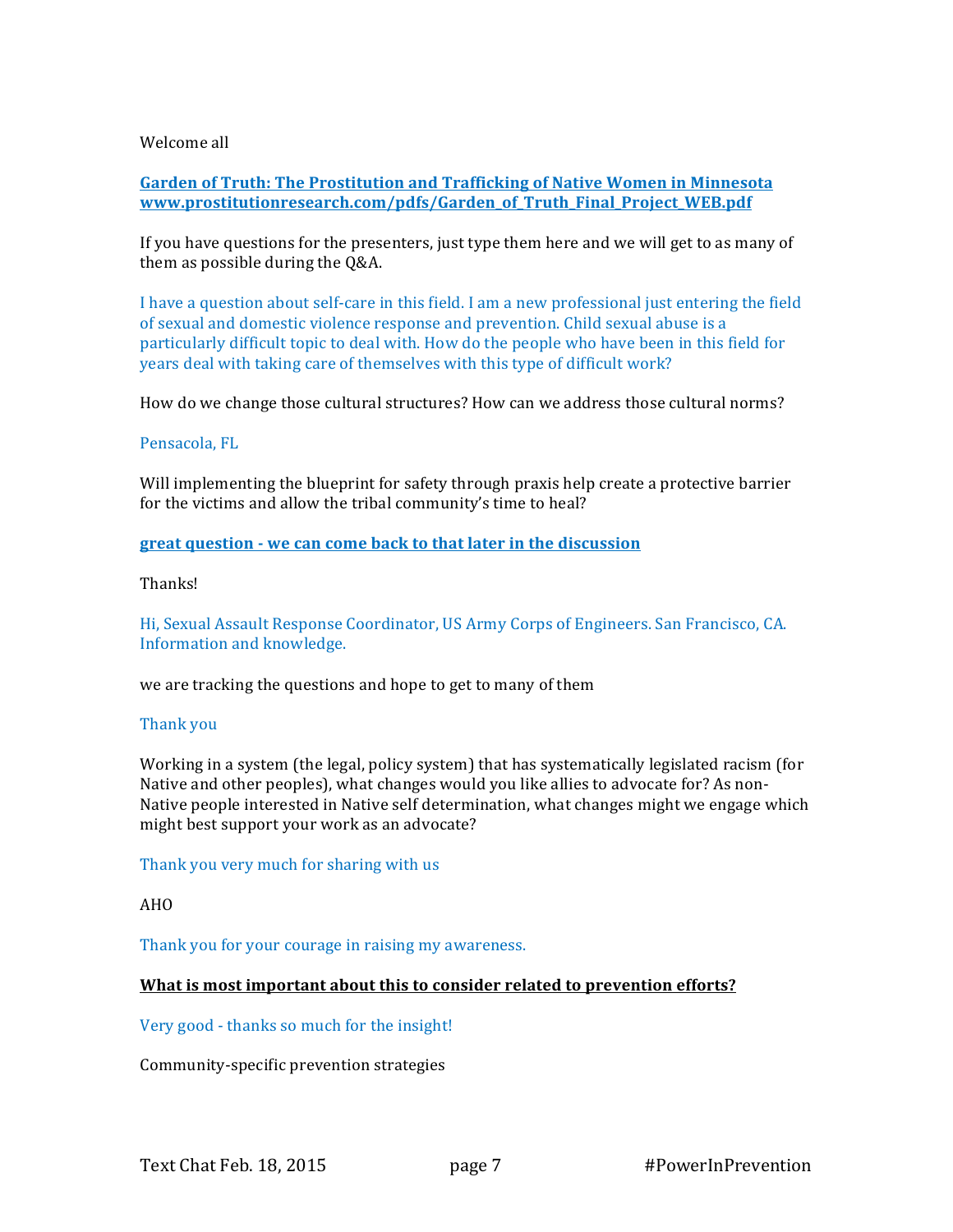Welcome all

**[Garden of Truth: The Prostitution and Trafficking of Native Women in Minnesota](http://www.prostitutionresearch.com/pdfs/Garden_of_Truth_Final_Project_WEB.pdf)**
**[www.prostitutionresearch.com/pdfs/Garden_of_Truth_Final_Project_WEB.pdf](http://www.prostitutionresearch.com/pdfs/Garden_of_Truth_Final_Project_WEB.pdf)**

If you have questions for the presenters, just type them here and we will get to as many of them as possible during the Q&A.

I have a question about self-care in this field. I am a new professional just entering the field of sexual and domestic violence response and prevention. Child sexual abuse is a particularly difficult topic to deal with. How do the people who have been in this field for years deal with taking care of themselves with this type of difficult work?

How do we change those cultural structures? How can we address those cultural norms?

Pensacola, FL

Will implementing the blueprint for safety through praxis help create a protective barrier for the victims and allow the tribal community's time to heal?

**great question - we can come back to that later in the discussion**

Thanks!

Hi, Sexual Assault Response Coordinator, US Army Corps of Engineers. San Francisco, CA. Information and knowledge.

we are tracking the questions and hope to get to many of them

Thank you

Working in a system (the legal, policy system) that has systematically legislated racism (for Native and other peoples), what changes would you like allies to advocate for? As non-Native people interested in Native self determination, what changes might we engage which might best support your work as an advocate?

Thank you very much for sharing with us

AHO

Thank you for your courage in raising my awareness.

**What is most important about this to consider related to prevention efforts?**

Very good - thanks so much for the insight!

Community-specific prevention strategies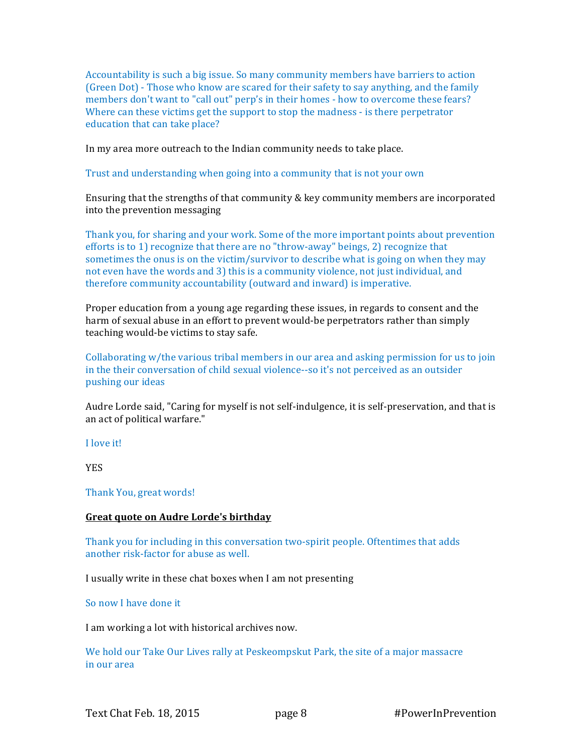Accountability is such a big issue. So many community members have barriers to action (Green Dot) - Those who know are scared for their safety to say anything, and the family members don't want to "call out" perp's in their homes - how to overcome these fears? Where can these victims get the support to stop the madness - is there perpetrator education that can take place?

In my area more outreach to the Indian community needs to take place.

Trust and understanding when going into a community that is not your own

Ensuring that the strengths of that community & key community members are incorporated into the prevention messaging

Thank you, for sharing and your work. Some of the more important points about prevention efforts is to 1) recognize that there are no "throw-away" beings, 2) recognize that sometimes the onus is on the victim/survivor to describe what is going on when they may not even have the words and 3) this is a community violence, not just individual, and therefore community accountability (outward and inward) is imperative.

Proper education from a young age regarding these issues, in regards to consent and the harm of sexual abuse in an effort to prevent would-be perpetrators rather than simply teaching would-be victims to stay safe.

Collaborating w/the various tribal members in our area and asking permission for us to join in the their conversation of child sexual violence--so it's not perceived as an outsider pushing our ideas

Audre Lorde said, "Caring for myself is not self-indulgence, it is self-preservation, and that is an act of political warfare."

I love it!

YES

Thank You, great words!

**Great quote on Audre Lorde's birthday**

Thank you for including in this conversation two-spirit people. Oftentimes that adds another risk-factor for abuse as well.

I usually write in these chat boxes when I am not presenting

So now I have done it

I am working a lot with historical archives now.

We hold our Take Our Lives rally at Peskeompskut Park, the site of a major massacre in our area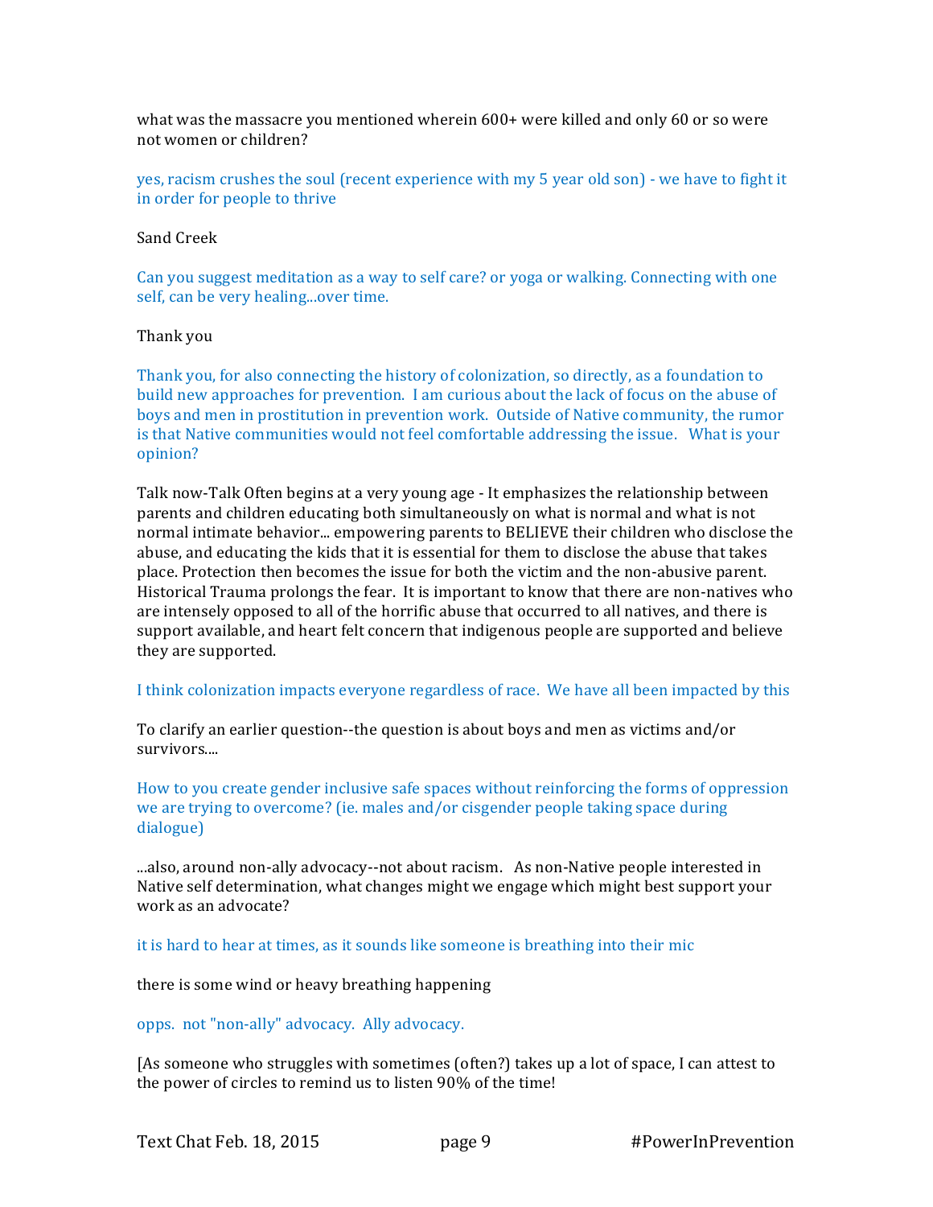what was the massacre you mentioned wherein 600+ were killed and only 60 or so were not women or children?

yes, racism crushes the soul (recent experience with my 5 year old son) - we have to fight it in order for people to thrive

Sand Creek

Can you suggest meditation as a way to self care? or yoga or walking. Connecting with one self, can be very healing...over time.

Thank you

Thank you, for also connecting the history of colonization, so directly, as a foundation to build new approaches for prevention. I am curious about the lack of focus on the abuse of boys and men in prostitution in prevention work. Outside of Native community, the rumor is that Native communities would not feel comfortable addressing the issue. What is your opinion?

Talk now-Talk Often begins at a very young age - It emphasizes the relationship between parents and children educating both simultaneously on what is normal and what is not normal intimate behavior... empowering parents to BELIEVE their children who disclose the abuse, and educating the kids that it is essential for them to disclose the abuse that takes place. Protection then becomes the issue for both the victim and the non-abusive parent. Historical Trauma prolongs the fear. It is important to know that there are non-natives who are intensely opposed to all of the horrific abuse that occurred to all natives, and there is support available, and heart felt concern that indigenous people are supported and believe they are supported.

I think colonization impacts everyone regardless of race. We have all been impacted by this

To clarify an earlier question--the question is about boys and men as victims and/or survivors....

How to you create gender inclusive safe spaces without reinforcing the forms of oppression we are trying to overcome? (ie. males and/or cisgender people taking space during dialogue)

...also, around non-ally advocacy--not about racism. As non-Native people interested in Native self determination, what changes might we engage which might best support your work as an advocate?

it is hard to hear at times, as it sounds like someone is breathing into their mic

there is some wind or heavy breathing happening

opps. not "non-ally" advocacy. Ally advocacy.

[As someone who struggles with sometimes (often?) takes up a lot of space, I can attest to the power of circles to remind us to listen 90% of the time!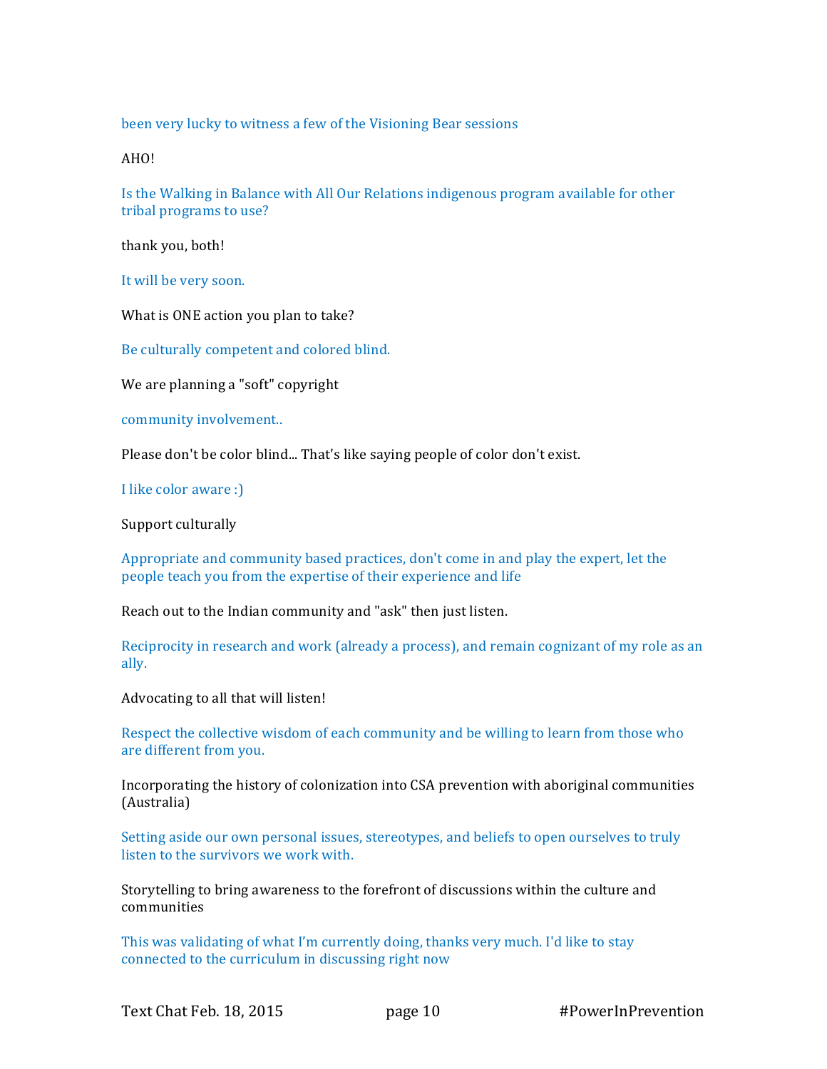been very lucky to witness a few of the Visioning Bear sessions

AHO!

Is the Walking in Balance with All Our Relations indigenous program available for other tribal programs to use?

thank you, both!

It will be very soon.

What is ONE action you plan to take?

Be culturally competent and colored blind.

We are planning a "soft" copyright

community involvement..

Please don't be color blind... That's like saying people of color don't exist.

I like color aware :)

Support culturally

Appropriate and community based practices, don't come in and play the expert, let the people teach you from the expertise of their experience and life

Reach out to the Indian community and "ask" then just listen.

Reciprocity in research and work (already a process), and remain cognizant of my role as an ally.

Advocating to all that will listen!

Respect the collective wisdom of each community and be willing to learn from those who are different from you.

Incorporating the history of colonization into CSA prevention with aboriginal communities (Australia)

Setting aside our own personal issues, stereotypes, and beliefs to open ourselves to truly listen to the survivors we work with.

Storytelling to bring awareness to the forefront of discussions within the culture and communities

This was validating of what I'm currently doing, thanks very much. I'd like to stay connected to the curriculum in discussing right now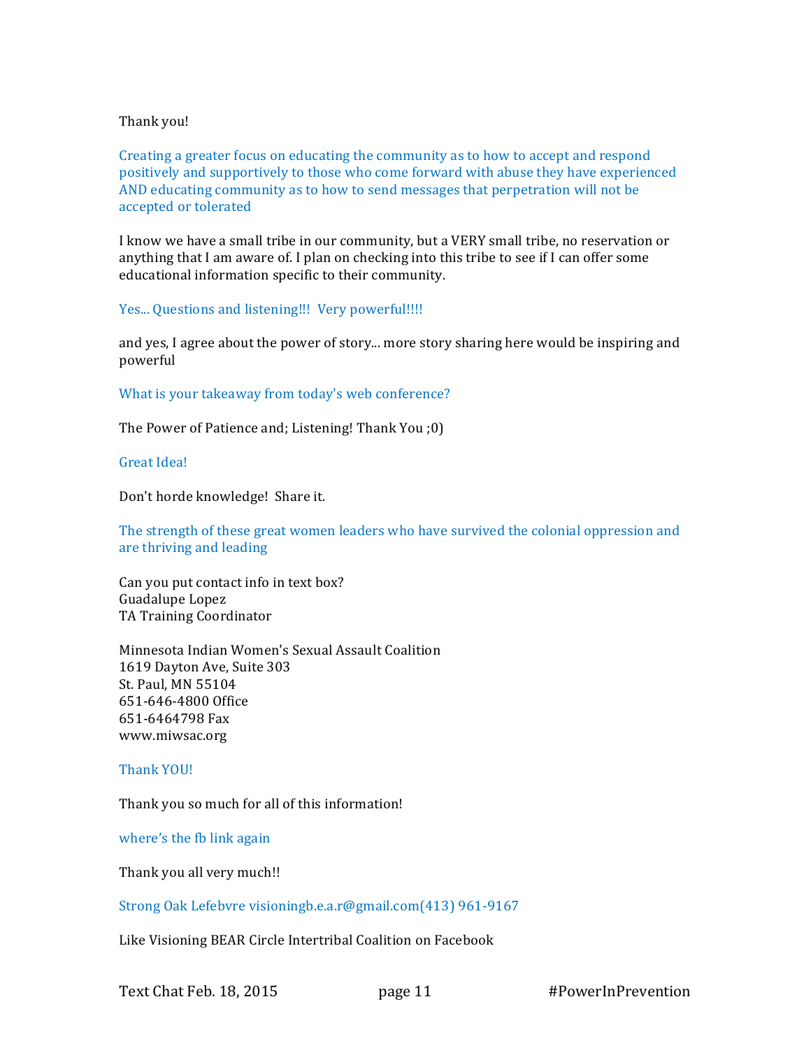Thank you!

Creating a greater focus on educating the community as to how to accept and respond positively and supportively to those who come forward with abuse they have experienced AND educating community as to how to send messages that perpetration will not be accepted or tolerated

I know we have a small tribe in our community, but a VERY small tribe, no reservation or anything that I am aware of. I plan on checking into this tribe to see if I can offer some educational information specific to their community.

Yes... Questions and listening!!! Very powerful!!!!

and yes, I agree about the power of story... more story sharing here would be inspiring and powerful

What is your takeaway from today's web conference?

The Power of Patience and; Listening! Thank You ;0)

Great Idea!

Don't horde knowledge! Share it.

The strength of these great women leaders who have survived the colonial oppression and are thriving and leading

Can you put contact info in text box?
Guadalupe Lopez
TA Training Coordinator

Minnesota Indian Women's Sexual Assault Coalition
1619 Dayton Ave, Suite 303
St. Paul, MN 55104
651-646-4800 Office
651-6464798 Fax
www.miwsac.org

Thank YOU!

Thank you so much for all of this information!

where's the fb link again

Thank you all very much!!

Strong Oak Lefebvre visioningb.e.a.r@gmail.com(413) 961-9167

Like Visioning BEAR Circle Intertribal Coalition on Facebook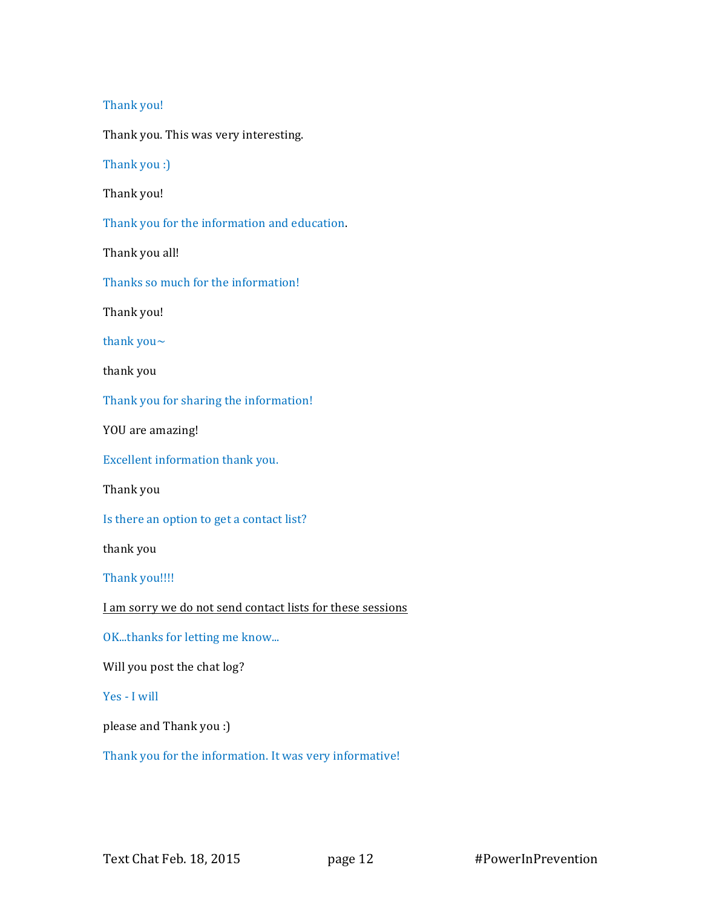Thank you!

Thank you. This was very interesting.

Thank you :)

Thank you!

Thank you for the information and education.

Thank you all!

Thanks so much for the information!

Thank you!

thank you~

thank you

Thank you for sharing the information!

YOU are amazing!

Excellent information thank you.

Thank you

Is there an option to get a contact list?

thank you

Thank you!!!!

<u>I am sorry we do not send contact lists for these sessions</u>

OK...thanks for letting me know...

Will you post the chat log?

Yes - I will

please and Thank you :)

Thank you for the information. It was very informative!